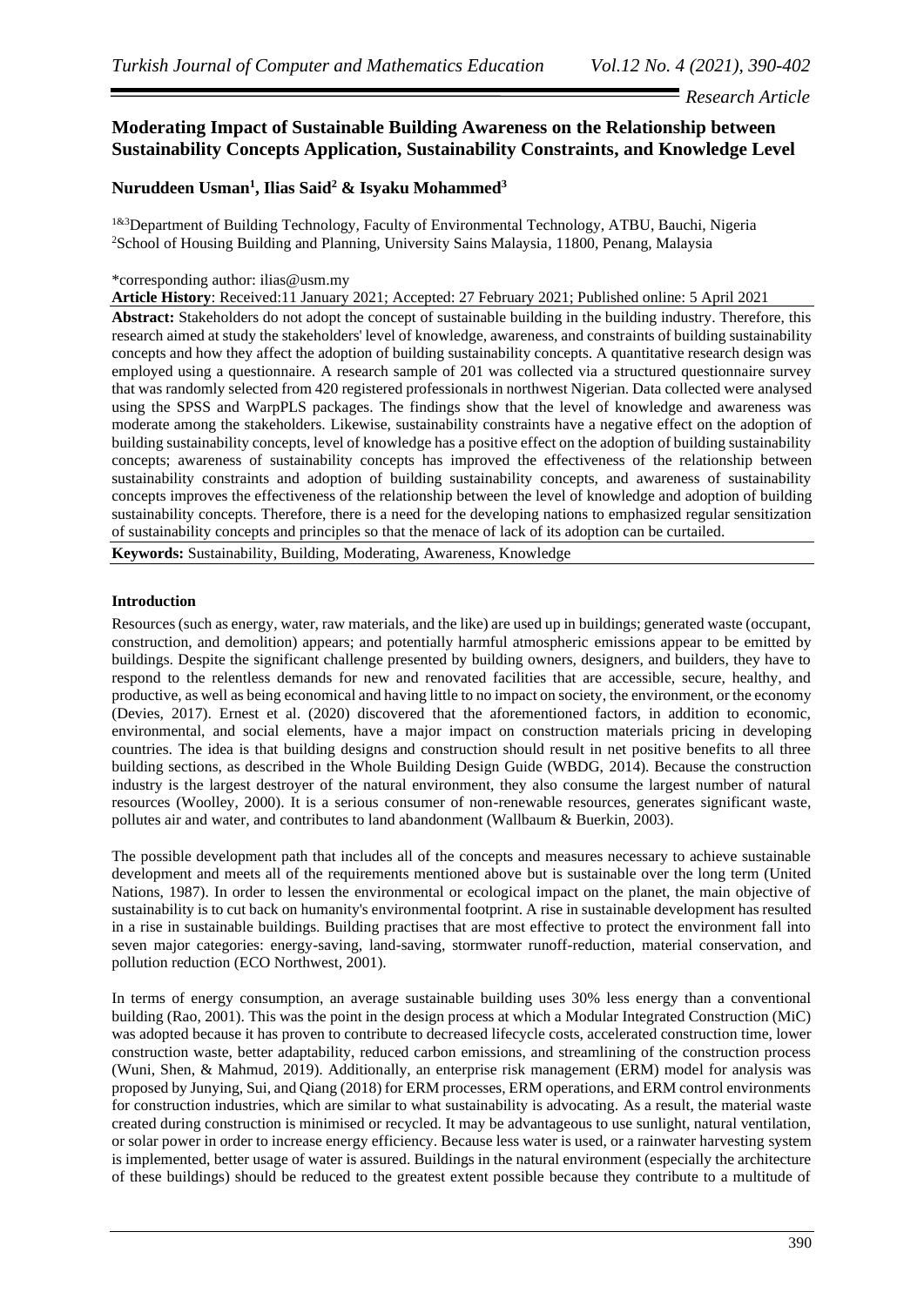*Research Article*

# Moderating Impact of Sustainable Building Awareness on the Relationship between Sustainability Concepts Application, Sustainability Constraints, and Knowledge Level

**Nuruddeen Usman[1], Ilias Said[2] & Isyaku Mohammed[3]**

[1&3]Department of Building Technology, Faculty of Environmental Technology, ATBU, Bauchi, Nigeria
[2]School of Housing Building and Planning, University Sains Malaysia, 11800, Penang, Malaysia

*corresponding author: ilias@usm.my

**Article History**: Received:11 January 2021; Accepted: 27 February 2021; Published online: 5 April 2021

**Abstract:** Stakeholders do not adopt the concept of sustainable building in the building industry. Therefore, this research aimed at study the stakeholders' level of knowledge, awareness, and constraints of building sustainability concepts and how they affect the adoption of building sustainability concepts. A quantitative research design was employed using a questionnaire. A research sample of 201 was collected via a structured questionnaire survey that was randomly selected from 420 registered professionals in northwest Nigerian. Data collected were analysed using the SPSS and WarpPLS packages. The findings show that the level of knowledge and awareness was moderate among the stakeholders. Likewise, sustainability constraints have a negative effect on the adoption of building sustainability concepts, level of knowledge has a positive effect on the adoption of building sustainability concepts; awareness of sustainability concepts has improved the effectiveness of the relationship between sustainability constraints and adoption of building sustainability concepts, and awareness of sustainability concepts improves the effectiveness of the relationship between the level of knowledge and adoption of building sustainability concepts. Therefore, there is a need for the developing nations to emphasized regular sensitization of sustainability concepts and principles so that the menace of lack of its adoption can be curtailed.

**Keywords:** Sustainability, Building, Moderating, Awareness, Knowledge

## Introduction

Resources (such as energy, water, raw materials, and the like) are used up in buildings; generated waste (occupant, construction, and demolition) appears; and potentially harmful atmospheric emissions appear to be emitted by buildings. Despite the significant challenge presented by building owners, designers, and builders, they have to respond to the relentless demands for new and renovated facilities that are accessible, secure, healthy, and productive, as well as being economical and having little to no impact on society, the environment, or the economy (Devies, 2017). Ernest et al. (2020) discovered that the aforementioned factors, in addition to economic, environmental, and social elements, have a major impact on construction materials pricing in developing countries. The idea is that building designs and construction should result in net positive benefits to all three building sections, as described in the Whole Building Design Guide (WBDG, 2014). Because the construction industry is the largest destroyer of the natural environment, they also consume the largest number of natural resources (Woolley, 2000). It is a serious consumer of non-renewable resources, generates significant waste, pollutes air and water, and contributes to land abandonment (Wallbaum & Buerkin, 2003).

The possible development path that includes all of the concepts and measures necessary to achieve sustainable development and meets all of the requirements mentioned above but is sustainable over the long term (United Nations, 1987). In order to lessen the environmental or ecological impact on the planet, the main objective of sustainability is to cut back on humanity's environmental footprint. A rise in sustainable development has resulted in a rise in sustainable buildings. Building practises that are most effective to protect the environment fall into seven major categories: energy-saving, land-saving, stormwater runoff-reduction, material conservation, and pollution reduction (ECO Northwest, 2001).

In terms of energy consumption, an average sustainable building uses 30% less energy than a conventional building (Rao, 2001). This was the point in the design process at which a Modular Integrated Construction (MiC) was adopted because it has proven to contribute to decreased lifecycle costs, accelerated construction time, lower construction waste, better adaptability, reduced carbon emissions, and streamlining of the construction process (Wuni, Shen, & Mahmud, 2019). Additionally, an enterprise risk management (ERM) model for analysis was proposed by Junying, Sui, and Qiang (2018) for ERM processes, ERM operations, and ERM control environments for construction industries, which are similar to what sustainability is advocating. As a result, the material waste created during construction is minimised or recycled. It may be advantageous to use sunlight, natural ventilation, or solar power in order to increase energy efficiency. Because less water is used, or a rainwater harvesting system is implemented, better usage of water is assured. Buildings in the natural environment (especially the architecture of these buildings) should be reduced to the greatest extent possible because they contribute to a multitude of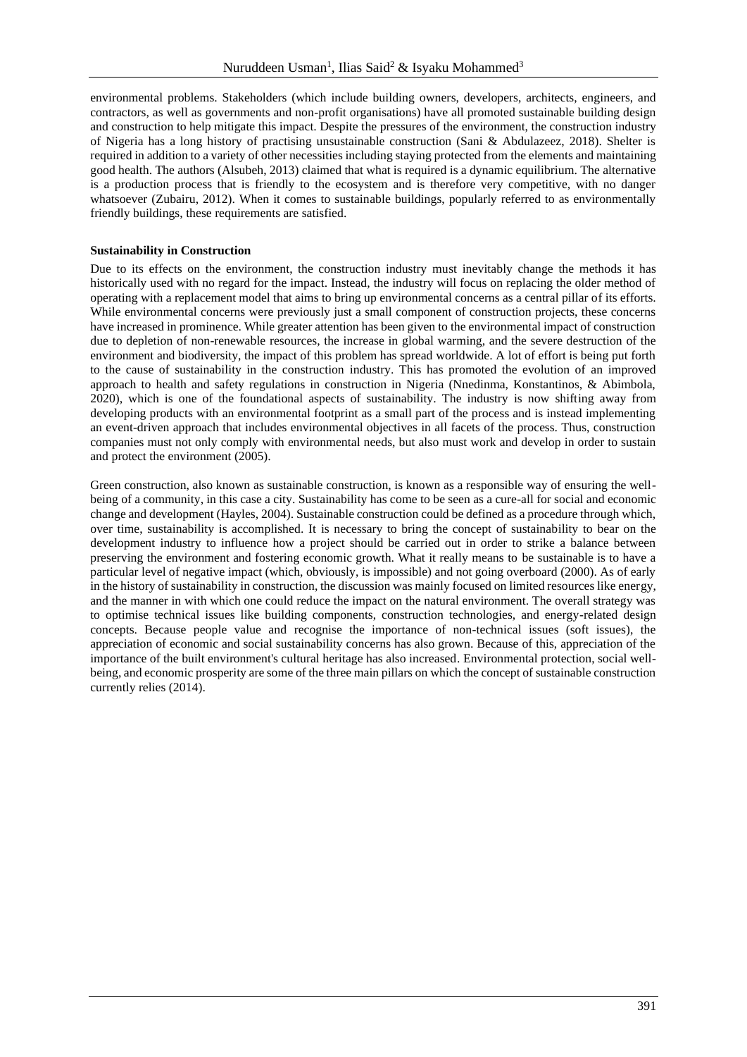environmental problems. Stakeholders (which include building owners, developers, architects, engineers, and contractors, as well as governments and non-profit organisations) have all promoted sustainable building design and construction to help mitigate this impact. Despite the pressures of the environment, the construction industry of Nigeria has a long history of practising unsustainable construction (Sani & Abdulazeez, 2018). Shelter is required in addition to a variety of other necessities including staying protected from the elements and maintaining good health. The authors (Alsubeh, 2013) claimed that what is required is a dynamic equilibrium. The alternative is a production process that is friendly to the ecosystem and is therefore very competitive, with no danger whatsoever (Zubairu, 2012). When it comes to sustainable buildings, popularly referred to as environmentally friendly buildings, these requirements are satisfied.

**Sustainability in Construction**

Due to its effects on the environment, the construction industry must inevitably change the methods it has historically used with no regard for the impact. Instead, the industry will focus on replacing the older method of operating with a replacement model that aims to bring up environmental concerns as a central pillar of its efforts. While environmental concerns were previously just a small component of construction projects, these concerns have increased in prominence. While greater attention has been given to the environmental impact of construction due to depletion of non-renewable resources, the increase in global warming, and the severe destruction of the environment and biodiversity, the impact of this problem has spread worldwide. A lot of effort is being put forth to the cause of sustainability in the construction industry. This has promoted the evolution of an improved approach to health and safety regulations in construction in Nigeria (Nnedinma, Konstantinos, & Abimbola, 2020), which is one of the foundational aspects of sustainability. The industry is now shifting away from developing products with an environmental footprint as a small part of the process and is instead implementing an event-driven approach that includes environmental objectives in all facets of the process. Thus, construction companies must not only comply with environmental needs, but also must work and develop in order to sustain and protect the environment (2005).

Green construction, also known as sustainable construction, is known as a responsible way of ensuring the well-being of a community, in this case a city. Sustainability has come to be seen as a cure-all for social and economic change and development (Hayles, 2004). Sustainable construction could be defined as a procedure through which, over time, sustainability is accomplished. It is necessary to bring the concept of sustainability to bear on the development industry to influence how a project should be carried out in order to strike a balance between preserving the environment and fostering economic growth. What it really means to be sustainable is to have a particular level of negative impact (which, obviously, is impossible) and not going overboard (2000). As of early in the history of sustainability in construction, the discussion was mainly focused on limited resources like energy, and the manner in with which one could reduce the impact on the natural environment. The overall strategy was to optimise technical issues like building components, construction technologies, and energy-related design concepts. Because people value and recognise the importance of non-technical issues (soft issues), the appreciation of economic and social sustainability concerns has also grown. Because of this, appreciation of the importance of the built environment's cultural heritage has also increased. Environmental protection, social well-being, and economic prosperity are some of the three main pillars on which the concept of sustainable construction currently relies (2014).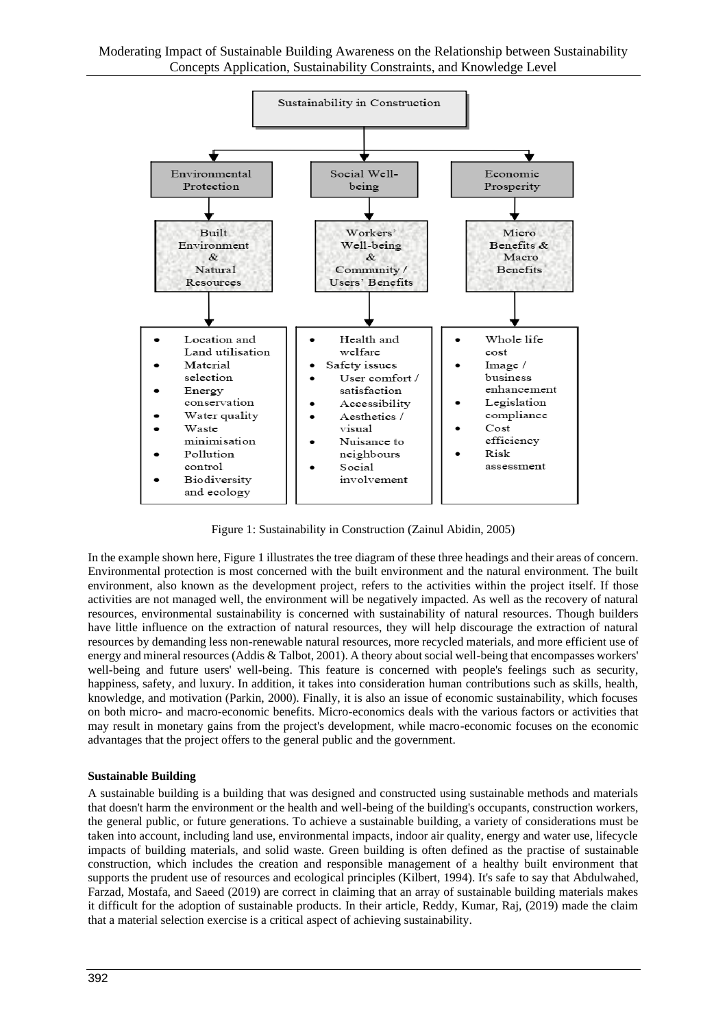**Sustainability in Construction**

| Environmental Protection | Social Well-being | Economic Prosperity |
| --- | --- | --- |
| Built Environment & Natural Resources | Workers' Well-being & Community / Users' Benefits | Micro Benefits & Macro Benefits |
| • Location and Land utilisation<br>• Material selection<br>• Energy conservation<br>• Water quality<br>• Waste minimisation<br>• Pollution control<br>• Biodiversity and ecology | • Health and welfare<br>• Safety issues<br>• User comfort / satisfaction<br>• Accessibility<br>• Aesthetics / visual<br>• Nuisance to neighbours<br>• Social involvement | • Whole life cost<br>• Image / business enhancement<br>• Legislation compliance<br>• Cost efficiency<br>• Risk assessment |

Figure 1: Sustainability in Construction (Zainul Abidin, 2005)

In the example shown here, Figure 1 illustrates the tree diagram of these three headings and their areas of concern. Environmental protection is most concerned with the built environment and the natural environment. The built environment, also known as the development project, refers to the activities within the project itself. If those activities are not managed well, the environment will be negatively impacted. As well as the recovery of natural resources, environmental sustainability is concerned with sustainability of natural resources. Though builders have little influence on the extraction of natural resources, they will help discourage the extraction of natural resources by demanding less non-renewable natural resources, more recycled materials, and more efficient use of energy and mineral resources (Addis & Talbot, 2001). A theory about social well-being that encompasses workers' well-being and future users' well-being. This feature is concerned with people's feelings such as security, happiness, safety, and luxury. In addition, it takes into consideration human contributions such as skills, health, knowledge, and motivation (Parkin, 2000). Finally, it is also an issue of economic sustainability, which focuses on both micro- and macro-economic benefits. Micro-economics deals with the various factors or activities that may result in monetary gains from the project's development, while macro-economic focuses on the economic advantages that the project offers to the general public and the government.

**Sustainable Building**

A sustainable building is a building that was designed and constructed using sustainable methods and materials that doesn't harm the environment or the health and well-being of the building's occupants, construction workers, the general public, or future generations. To achieve a sustainable building, a variety of considerations must be taken into account, including land use, environmental impacts, indoor air quality, energy and water use, lifecycle impacts of building materials, and solid waste. Green building is often defined as the practise of sustainable construction, which includes the creation and responsible management of a healthy built environment that supports the prudent use of resources and ecological principles (Kilbert, 1994). It's safe to say that Abdulwahed, Farzad, Mostafa, and Saeed (2019) are correct in claiming that an array of sustainable building materials makes it difficult for the adoption of sustainable products. In their article, Reddy, Kumar, Raj, (2019) made the claim that a material selection exercise is a critical aspect of achieving sustainability.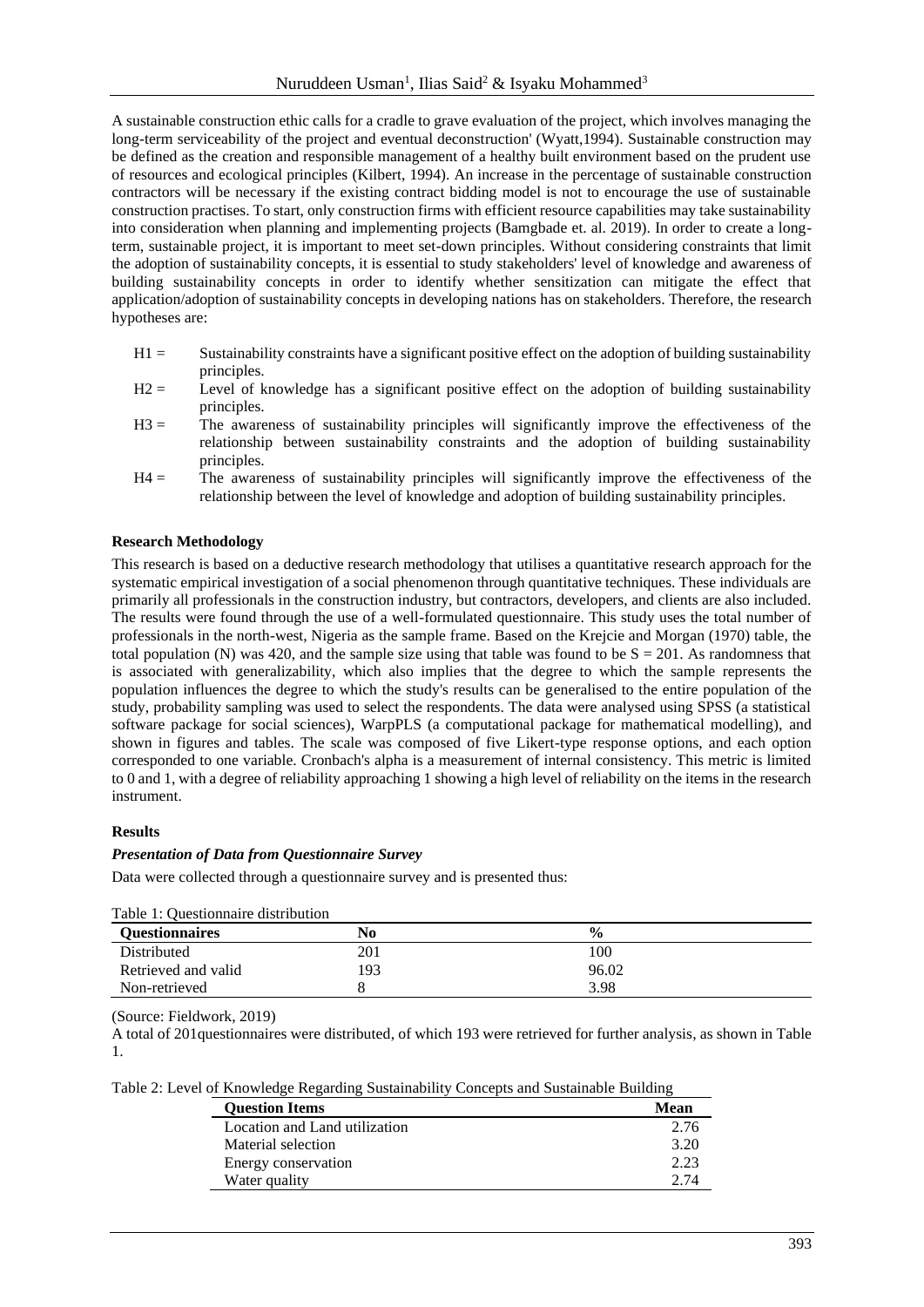A sustainable construction ethic calls for a cradle to grave evaluation of the project, which involves managing the long-term serviceability of the project and eventual deconstruction' (Wyatt,1994). Sustainable construction may be defined as the creation and responsible management of a healthy built environment based on the prudent use of resources and ecological principles (Kilbert, 1994). An increase in the percentage of sustainable construction contractors will be necessary if the existing contract bidding model is not to encourage the use of sustainable construction practises. To start, only construction firms with efficient resource capabilities may take sustainability into consideration when planning and implementing projects (Bamgbade et. al. 2019). In order to create a long-term, sustainable project, it is important to meet set-down principles. Without considering constraints that limit the adoption of sustainability concepts, it is essential to study stakeholders' level of knowledge and awareness of building sustainability concepts in order to identify whether sensitization can mitigate the effect that application/adoption of sustainability concepts in developing nations has on stakeholders. Therefore, the research hypotheses are:

- H1 = Sustainability constraints have a significant positive effect on the adoption of building sustainability principles.
- H2 = Level of knowledge has a significant positive effect on the adoption of building sustainability principles.
- H3 = The awareness of sustainability principles will significantly improve the effectiveness of the relationship between sustainability constraints and the adoption of building sustainability principles.
- H4 = The awareness of sustainability principles will significantly improve the effectiveness of the relationship between the level of knowledge and adoption of building sustainability principles.

**Research Methodology**

This research is based on a deductive research methodology that utilises a quantitative research approach for the systematic empirical investigation of a social phenomenon through quantitative techniques. These individuals are primarily all professionals in the construction industry, but contractors, developers, and clients are also included. The results were found through the use of a well-formulated questionnaire. This study uses the total number of professionals in the north-west, Nigeria as the sample frame. Based on the Krejcie and Morgan (1970) table, the total population (N) was 420, and the sample size using that table was found to be S = 201. As randomness that is associated with generalizability, which also implies that the degree to which the sample represents the population influences the degree to which the study's results can be generalised to the entire population of the study, probability sampling was used to select the respondents. The data were analysed using SPSS (a statistical software package for social sciences), WarpPLS (a computational package for mathematical modelling), and shown in figures and tables. The scale was composed of five Likert-type response options, and each option corresponded to one variable. Cronbach's alpha is a measurement of internal consistency. This metric is limited to 0 and 1, with a degree of reliability approaching 1 showing a high level of reliability on the items in the research instrument.

**Results**

***Presentation of Data from Questionnaire Survey***

Data were collected through a questionnaire survey and is presented thus:

Table 1: Questionnaire distribution

| Questionnaires | No | % |
|---|---|---|
| Distributed | 201 | 100 |
| Retrieved and valid | 193 | 96.02 |
| Non-retrieved | 8 | 3.98 |

(Source: Fieldwork, 2019)

A total of 201questionnaires were distributed, of which 193 were retrieved for further analysis, as shown in Table 1.

Table 2: Level of Knowledge Regarding Sustainability Concepts and Sustainable Building

| Question Items | Mean |
|---|---|
| Location and Land utilization | 2.76 |
| Material selection | 3.20 |
| Energy conservation | 2.23 |
| Water quality | 2.74 |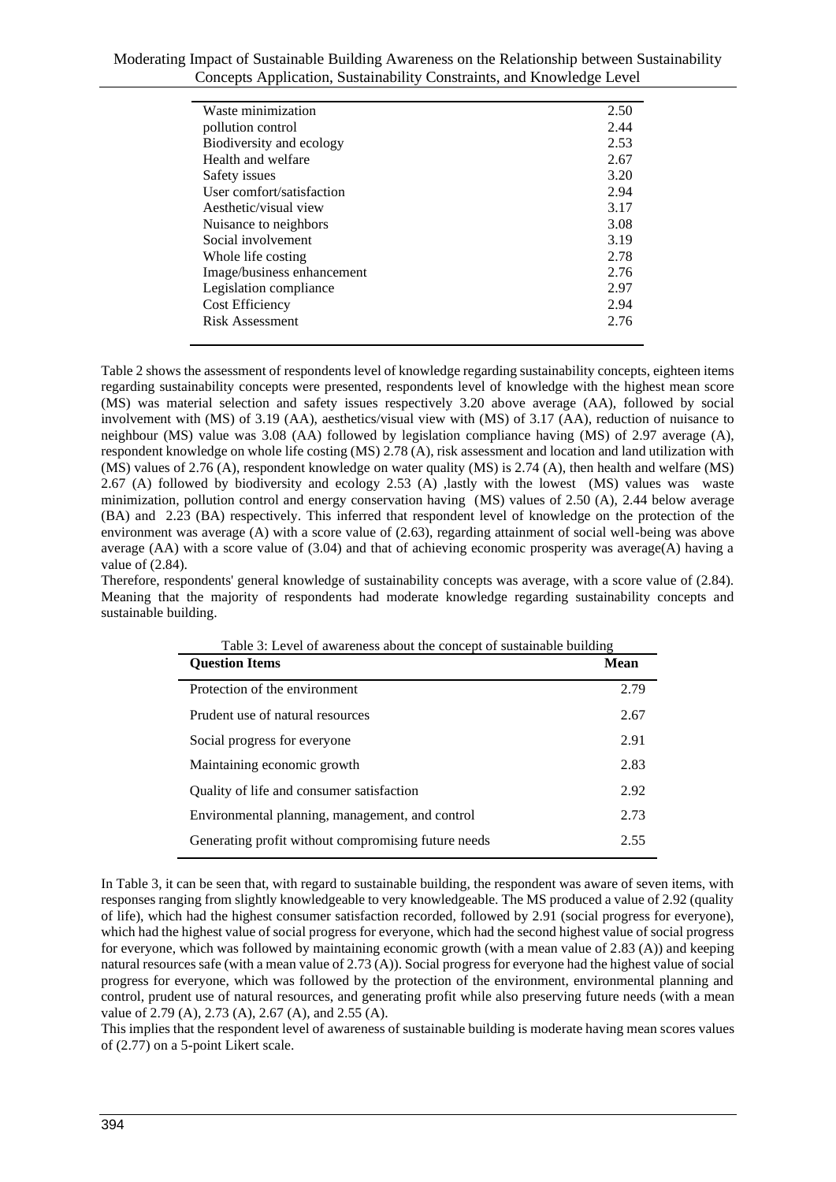| | |
|---|---|
| Waste minimization | 2.50 |
| pollution control | 2.44 |
| Biodiversity and ecology | 2.53 |
| Health and welfare | 2.67 |
| Safety issues | 3.20 |
| User comfort/satisfaction | 2.94 |
| Aesthetic/visual view | 3.17 |
| Nuisance to neighbors | 3.08 |
| Social involvement | 3.19 |
| Whole life costing | 2.78 |
| Image/business enhancement | 2.76 |
| Legislation compliance | 2.97 |
| Cost Efficiency | 2.94 |
| Risk Assessment | 2.76 |

Table 2 shows the assessment of respondents level of knowledge regarding sustainability concepts, eighteen items regarding sustainability concepts were presented, respondents level of knowledge with the highest mean score (MS) was material selection and safety issues respectively 3.20 above average (AA), followed by social involvement with (MS) of 3.19 (AA), aesthetics/visual view with (MS) of 3.17 (AA), reduction of nuisance to neighbour (MS) value was 3.08 (AA) followed by legislation compliance having (MS) of 2.97 average (A), respondent knowledge on whole life costing (MS) 2.78 (A), risk assessment and location and land utilization with (MS) values of 2.76 (A), respondent knowledge on water quality (MS) is 2.74 (A), then health and welfare (MS) 2.67 (A) followed by biodiversity and ecology 2.53 (A) ,lastly with the lowest (MS) values was waste minimization, pollution control and energy conservation having (MS) values of 2.50 (A), 2.44 below average (BA) and 2.23 (BA) respectively. This inferred that respondent level of knowledge on the protection of the environment was average (A) with a score value of (2.63), regarding attainment of social well-being was above average (AA) with a score value of (3.04) and that of achieving economic prosperity was average(A) having a value of (2.84).

Therefore, respondents' general knowledge of sustainability concepts was average, with a score value of (2.84). Meaning that the majority of respondents had moderate knowledge regarding sustainability concepts and sustainable building.

Table 3: Level of awareness about the concept of sustainable building

| Question Items | Mean |
|---|---|
| Protection of the environment | 2.79 |
| Prudent use of natural resources | 2.67 |
| Social progress for everyone | 2.91 |
| Maintaining economic growth | 2.83 |
| Quality of life and consumer satisfaction | 2.92 |
| Environmental planning, management, and control | 2.73 |
| Generating profit without compromising future needs | 2.55 |

In Table 3, it can be seen that, with regard to sustainable building, the respondent was aware of seven items, with responses ranging from slightly knowledgeable to very knowledgeable. The MS produced a value of 2.92 (quality of life), which had the highest consumer satisfaction recorded, followed by 2.91 (social progress for everyone), which had the highest value of social progress for everyone, which had the second highest value of social progress for everyone, which was followed by maintaining economic growth (with a mean value of 2.83 (A)) and keeping natural resources safe (with a mean value of 2.73 (A)). Social progress for everyone had the highest value of social progress for everyone, which was followed by the protection of the environment, environmental planning and control, prudent use of natural resources, and generating profit while also preserving future needs (with a mean value of 2.79 (A), 2.73 (A), 2.67 (A), and 2.55 (A).

This implies that the respondent level of awareness of sustainable building is moderate having mean scores values of (2.77) on a 5-point Likert scale.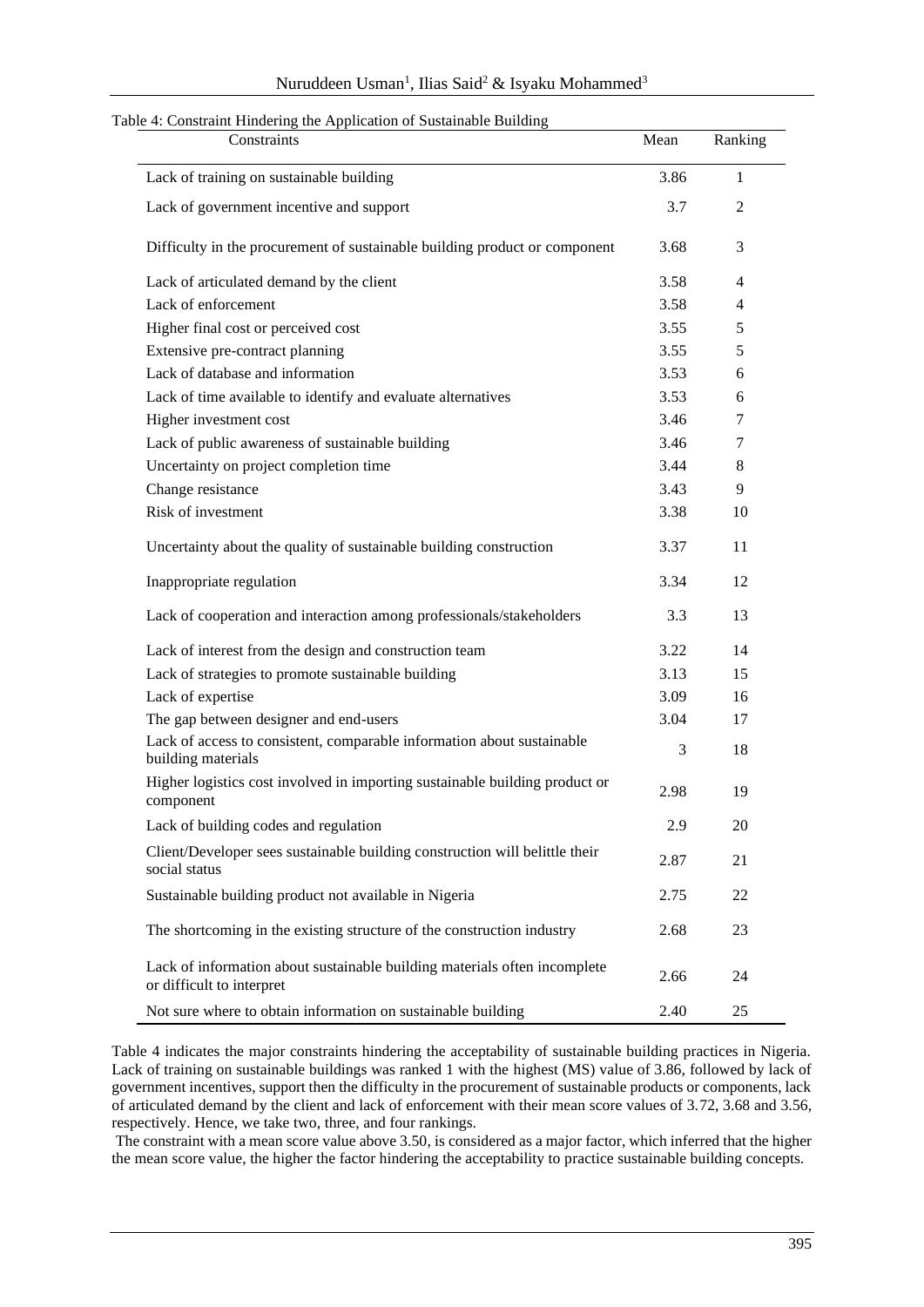Table 4: Constraint Hindering the Application of Sustainable Building

| Constraints | Mean | Ranking |
|---|---|---|
| Lack of training on sustainable building | 3.86 | 1 |
| Lack of government incentive and support | 3.7 | 2 |
| Difficulty in the procurement of sustainable building product or component | 3.68 | 3 |
| Lack of articulated demand by the client | 3.58 | 4 |
| Lack of enforcement | 3.58 | 4 |
| Higher final cost or perceived cost | 3.55 | 5 |
| Extensive pre-contract planning | 3.55 | 5 |
| Lack of database and information | 3.53 | 6 |
| Lack of time available to identify and evaluate alternatives | 3.53 | 6 |
| Higher investment cost | 3.46 | 7 |
| Lack of public awareness of sustainable building | 3.46 | 7 |
| Uncertainty on project completion time | 3.44 | 8 |
| Change resistance | 3.43 | 9 |
| Risk of investment | 3.38 | 10 |
| Uncertainty about the quality of sustainable building construction | 3.37 | 11 |
| Inappropriate regulation | 3.34 | 12 |
| Lack of cooperation and interaction among professionals/stakeholders | 3.3 | 13 |
| Lack of interest from the design and construction team | 3.22 | 14 |
| Lack of strategies to promote sustainable building | 3.13 | 15 |
| Lack of expertise | 3.09 | 16 |
| The gap between designer and end-users | 3.04 | 17 |
| Lack of access to consistent, comparable information about sustainable building materials | 3 | 18 |
| Higher logistics cost involved in importing sustainable building product or component | 2.98 | 19 |
| Lack of building codes and regulation | 2.9 | 20 |
| Client/Developer sees sustainable building construction will belittle their social status | 2.87 | 21 |
| Sustainable building product not available in Nigeria | 2.75 | 22 |
| The shortcoming in the existing structure of the construction industry | 2.68 | 23 |
| Lack of information about sustainable building materials often incomplete or difficult to interpret | 2.66 | 24 |
| Not sure where to obtain information on sustainable building | 2.40 | 25 |

Table 4 indicates the major constraints hindering the acceptability of sustainable building practices in Nigeria. Lack of training on sustainable buildings was ranked 1 with the highest (MS) value of 3.86, followed by lack of government incentives, support then the difficulty in the procurement of sustainable products or components, lack of articulated demand by the client and lack of enforcement with their mean score values of 3.72, 3.68 and 3.56, respectively. Hence, we take two, three, and four rankings.

The constraint with a mean score value above 3.50, is considered as a major factor, which inferred that the higher the mean score value, the higher the factor hindering the acceptability to practice sustainable building concepts.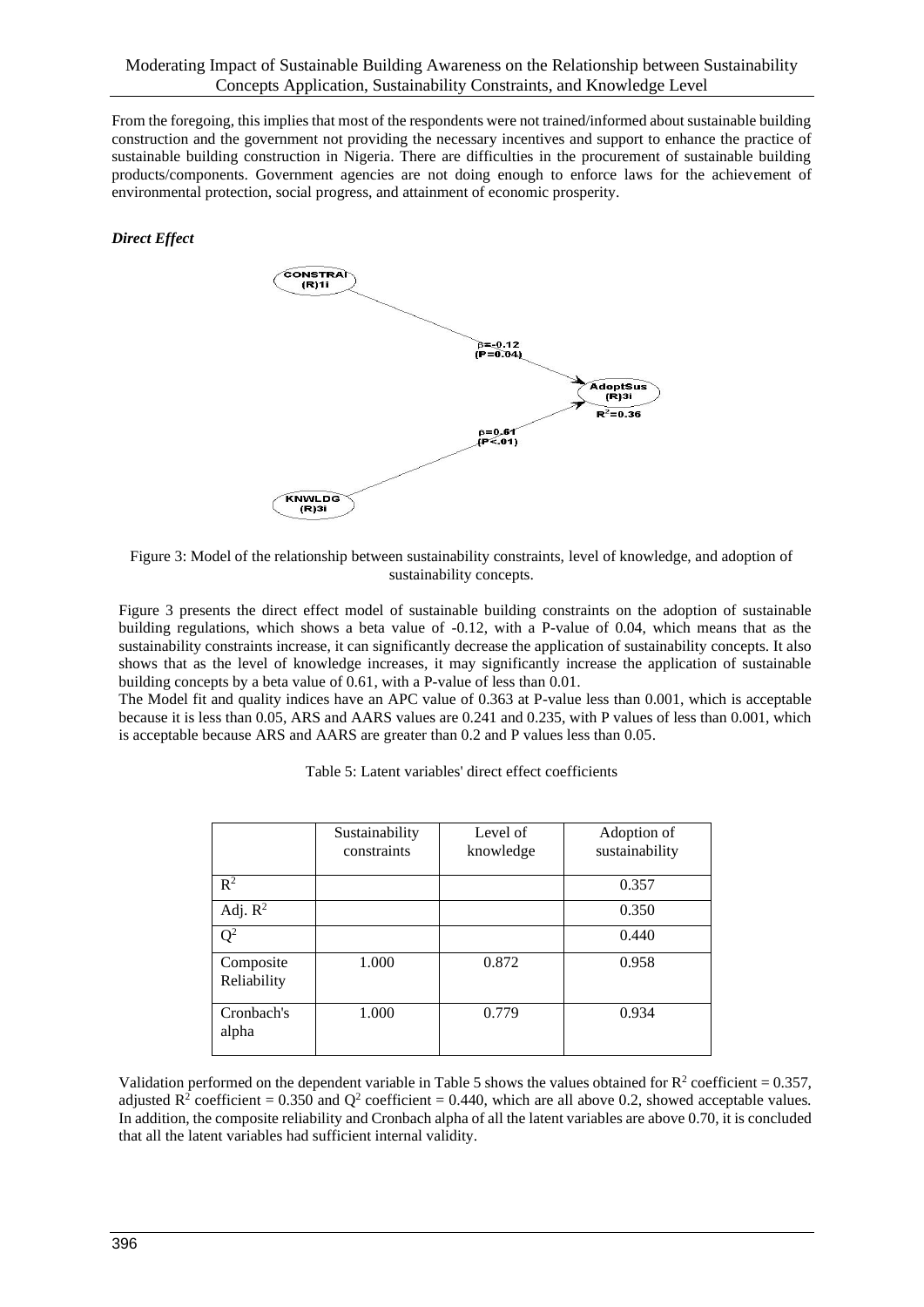From the foregoing, this implies that most of the respondents were not trained/informed about sustainable building construction and the government not providing the necessary incentives and support to enhance the practice of sustainable building construction in Nigeria. There are difficulties in the procurement of sustainable building products/components. Government agencies are not doing enough to enforce laws for the achievement of environmental protection, social progress, and attainment of economic prosperity.

***Direct Effect***

Figure 3: Model of the relationship between sustainability constraints, level of knowledge, and adoption of sustainability concepts.

Figure 3 presents the direct effect model of sustainable building constraints on the adoption of sustainable building regulations, which shows a beta value of -0.12, with a P-value of 0.04, which means that as the sustainability constraints increase, it can significantly decrease the application of sustainability concepts. It also shows that as the level of knowledge increases, it may significantly increase the application of sustainable building concepts by a beta value of 0.61, with a P-value of less than 0.01.

The Model fit and quality indices have an APC value of 0.363 at P-value less than 0.001, which is acceptable because it is less than 0.05, ARS and AARS values are 0.241 and 0.235, with P values of less than 0.001, which is acceptable because ARS and AARS are greater than 0.2 and P values less than 0.05.

Table 5: Latent variables' direct effect coefficients

| | Sustainability constraints | Level of knowledge | Adoption of sustainability |
|---|---|---|---|
| $R^2$ | | | 0.357 |
| Adj. $R^2$ | | | 0.350 |
| $Q^2$ | | | 0.440 |
| Composite Reliability | 1.000 | 0.872 | 0.958 |
| Cronbach's alpha | 1.000 | 0.779 | 0.934 |

Validation performed on the dependent variable in Table 5 shows the values obtained for $R^2$ coefficient = 0.357, adjusted $R^2$ coefficient = 0.350 and $Q^2$ coefficient = 0.440, which are all above 0.2, showed acceptable values. In addition, the composite reliability and Cronbach alpha of all the latent variables are above 0.70, it is concluded that all the latent variables had sufficient internal validity.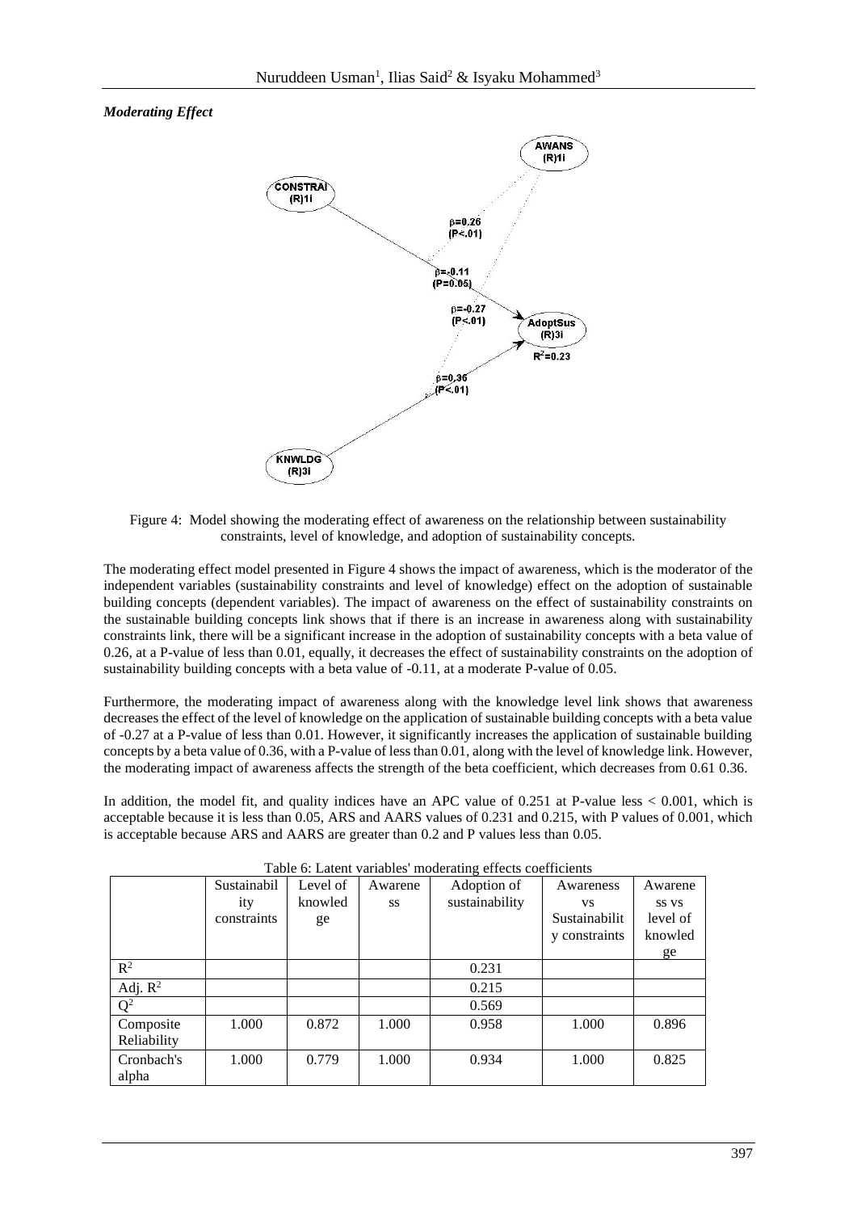***Moderating Effect***

Figure 4: Model showing the moderating effect of awareness on the relationship between sustainability constraints, level of knowledge, and adoption of sustainability concepts.

The moderating effect model presented in Figure 4 shows the impact of awareness, which is the moderator of the independent variables (sustainability constraints and level of knowledge) effect on the adoption of sustainable building concepts (dependent variables). The impact of awareness on the effect of sustainability constraints on the sustainable building concepts link shows that if there is an increase in awareness along with sustainability constraints link, there will be a significant increase in the adoption of sustainability concepts with a beta value of 0.26, at a P-value of less than 0.01, equally, it decreases the effect of sustainability constraints on the adoption of sustainability building concepts with a beta value of -0.11, at a moderate P-value of 0.05.

Furthermore, the moderating impact of awareness along with the knowledge level link shows that awareness decreases the effect of the level of knowledge on the application of sustainable building concepts with a beta value of -0.27 at a P-value of less than 0.01. However, it significantly increases the application of sustainable building concepts by a beta value of 0.36, with a P-value of less than 0.01, along with the level of knowledge link. However, the moderating impact of awareness affects the strength of the beta coefficient, which decreases from 0.61 0.36.

In addition, the model fit, and quality indices have an APC value of 0.251 at P-value less < 0.001, which is acceptable because it is less than 0.05, ARS and AARS values of 0.231 and 0.215, with P values of 0.001, which is acceptable because ARS and AARS are greater than 0.2 and P values less than 0.05.

Table 6: Latent variables' moderating effects coefficients

| | Sustainability constraints | Level of knowledge | Awareness | Adoption of sustainability | Awareness vs Sustainability constraints | Awareness vs level of knowledge |
|---|---|---|---|---|---|---|
| $R^2$ | | | | 0.231 | | |
| Adj. $R^2$ | | | | 0.215 | | |
| $Q^2$ | | | | 0.569 | | |
| Composite Reliability | 1.000 | 0.872 | 1.000 | 0.958 | 1.000 | 0.896 |
| Cronbach's alpha | 1.000 | 0.779 | 1.000 | 0.934 | 1.000 | 0.825 |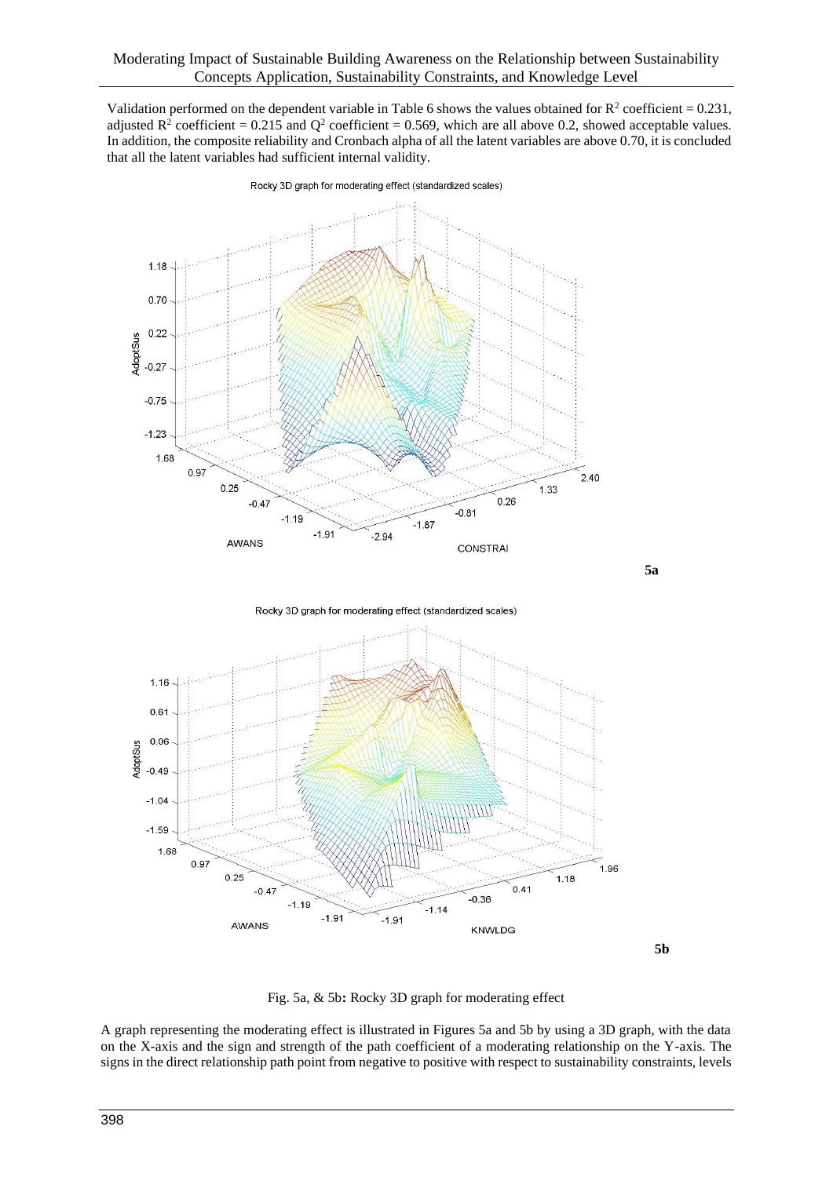Validation performed on the dependent variable in Table 6 shows the values obtained for $R^2$ coefficient = 0.231, adjusted $R^2$ coefficient = 0.215 and $Q^2$ coefficient = 0.569, which are all above 0.2, showed acceptable values. In addition, the composite reliability and Cronbach alpha of all the latent variables are above 0.70, it is concluded that all the latent variables had sufficient internal validity.

Fig. 5a, & 5b: Rocky 3D graph for moderating effect

A graph representing the moderating effect is illustrated in Figures 5a and 5b by using a 3D graph, with the data on the X-axis and the sign and strength of the path coefficient of a moderating relationship on the Y-axis. The signs in the direct relationship path point from negative to positive with respect to sustainability constraints, levels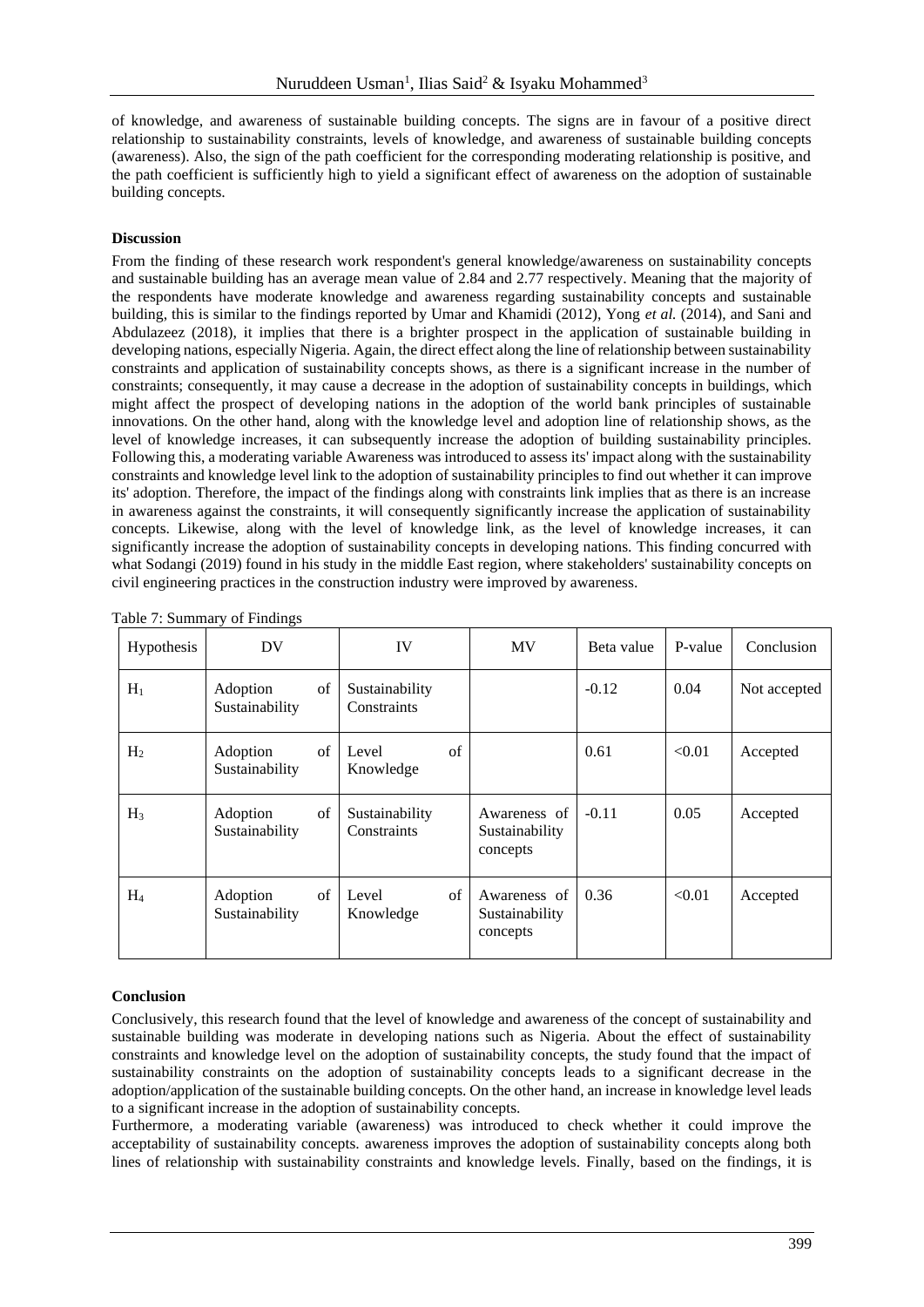of knowledge, and awareness of sustainable building concepts. The signs are in favour of a positive direct relationship to sustainability constraints, levels of knowledge, and awareness of sustainable building concepts (awareness). Also, the sign of the path coefficient for the corresponding moderating relationship is positive, and the path coefficient is sufficiently high to yield a significant effect of awareness on the adoption of sustainable building concepts.

**Discussion**

From the finding of these research work respondent's general knowledge/awareness on sustainability concepts and sustainable building has an average mean value of 2.84 and 2.77 respectively. Meaning that the majority of the respondents have moderate knowledge and awareness regarding sustainability concepts and sustainable building, this is similar to the findings reported by Umar and Khamidi (2012), Yong *et al.* (2014), and Sani and Abdulazeez (2018), it implies that there is a brighter prospect in the application of sustainable building in developing nations, especially Nigeria. Again, the direct effect along the line of relationship between sustainability constraints and application of sustainability concepts shows, as there is a significant increase in the number of constraints; consequently, it may cause a decrease in the adoption of sustainability concepts in buildings, which might affect the prospect of developing nations in the adoption of the world bank principles of sustainable innovations. On the other hand, along with the knowledge level and adoption line of relationship shows, as the level of knowledge increases, it can subsequently increase the adoption of building sustainability principles. Following this, a moderating variable Awareness was introduced to assess its' impact along with the sustainability constraints and knowledge level link to the adoption of sustainability principles to find out whether it can improve its' adoption. Therefore, the impact of the findings along with constraints link implies that as there is an increase in awareness against the constraints, it will consequently significantly increase the application of sustainability concepts. Likewise, along with the level of knowledge link, as the level of knowledge increases, it can significantly increase the adoption of sustainability concepts in developing nations. This finding concurred with what Sodangi (2019) found in his study in the middle East region, where stakeholders' sustainability concepts on civil engineering practices in the construction industry were improved by awareness.

Table 7: Summary of Findings

| Hypothesis | DV | IV | MV | Beta value | P-value | Conclusion |
|---|---|---|---|---|---|---|
| $H_1$ | Adoption of Sustainability | Sustainability Constraints | | -0.12 | 0.04 | Not accepted |
| $H_2$ | Adoption of Sustainability | Level of Knowledge | | 0.61 | <0.01 | Accepted |
| $H_3$ | Adoption of Sustainability | Sustainability Constraints | Awareness of Sustainability concepts | -0.11 | 0.05 | Accepted |
| $H_4$ | Adoption of Sustainability | Level of Knowledge | Awareness of Sustainability concepts | 0.36 | <0.01 | Accepted |

**Conclusion**

Conclusively, this research found that the level of knowledge and awareness of the concept of sustainability and sustainable building was moderate in developing nations such as Nigeria. About the effect of sustainability constraints and knowledge level on the adoption of sustainability concepts, the study found that the impact of sustainability constraints on the adoption of sustainability concepts leads to a significant decrease in the adoption/application of the sustainable building concepts. On the other hand, an increase in knowledge level leads to a significant increase in the adoption of sustainability concepts.

Furthermore, a moderating variable (awareness) was introduced to check whether it could improve the acceptability of sustainability concepts. awareness improves the adoption of sustainability concepts along both lines of relationship with sustainability constraints and knowledge levels. Finally, based on the findings, it is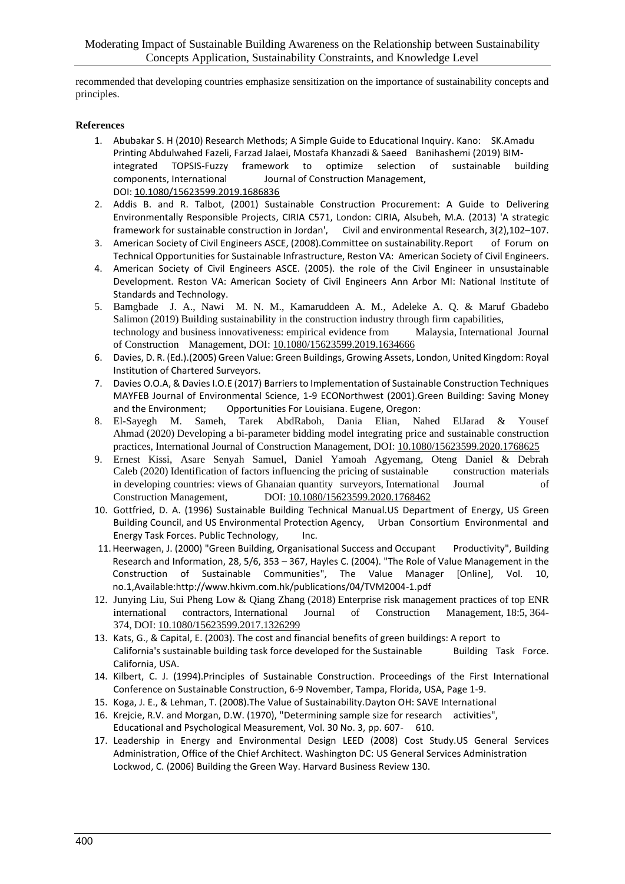recommended that developing countries emphasize sensitization on the importance of sustainability concepts and principles.

**References**

1. Abubakar S. H (2010) Research Methods; A Simple Guide to Educational Inquiry. Kano: SK.Amadu Printing Abdulwahed Fazeli, Farzad Jalaei, Mostafa Khanzadi & Saeed Banihashemi (2019) BIM-integrated TOPSIS-Fuzzy framework to optimize selection of sustainable building components, International Journal of Construction Management, DOI: 10.1080/15623599.2019.1686836
2. Addis B. and R. Talbot, (2001) Sustainable Construction Procurement: A Guide to Delivering Environmentally Responsible Projects, CIRIA C571, London: CIRIA, Alsubeh, M.A. (2013) 'A strategic framework for sustainable construction in Jordan', Civil and environmental Research, 3(2),102–107.
3. American Society of Civil Engineers ASCE, (2008).Committee on sustainability.Report of Forum on Technical Opportunities for Sustainable Infrastructure, Reston VA: American Society of Civil Engineers.
4. American Society of Civil Engineers ASCE. (2005). the role of the Civil Engineer in unsustainable Development. Reston VA: American Society of Civil Engineers Ann Arbor MI: National Institute of Standards and Technology.
5. Bamgbade J. A., Nawi M. N. M., Kamaruddeen A. M., Adeleke A. Q. & Maruf Gbadebo Salimon (2019) Building sustainability in the construction industry through firm capabilities, technology and business innovativeness: empirical evidence from Malaysia, International Journal of Construction Management, DOI: 10.1080/15623599.2019.1634666
6. Davies, D. R. (Ed.).(2005) Green Value: Green Buildings, Growing Assets, London, United Kingdom: Royal Institution of Chartered Surveyors.
7. Davies O.O.A, & Davies I.O.E (2017) Barriers to Implementation of Sustainable Construction Techniques MAYFEB Journal of Environmental Science, 1-9 ECONorthwest (2001).Green Building: Saving Money and the Environment; Opportunities For Louisiana. Eugene, Oregon:
8. El-Sayegh M. Sameh, Tarek AbdRaboh, Dania Elian, Nahed ElJarad & Yousef Ahmad (2020) Developing a bi-parameter bidding model integrating price and sustainable construction practices, International Journal of Construction Management, DOI: 10.1080/15623599.2020.1768625
9. Ernest Kissi, Asare Senyah Samuel, Daniel Yamoah Agyemang, Oteng Daniel & Debrah Caleb (2020) Identification of factors influencing the pricing of sustainable construction materials in developing countries: views of Ghanaian quantity surveyors, International Journal of Construction Management, DOI: 10.1080/15623599.2020.1768462
10. Gottfried, D. A. (1996) Sustainable Building Technical Manual.US Department of Energy, US Green Building Council, and US Environmental Protection Agency, Urban Consortium Environmental and Energy Task Forces. Public Technology, Inc.
11. Heerwagen, J. (2000) "Green Building, Organisational Success and Occupant Productivity", Building Research and Information, 28, 5/6, 353 – 367, Hayles C. (2004). "The Role of Value Management in the Construction of Sustainable Communities", The Value Manager [Online], Vol. 10, no.1,Available:http://www.hkivm.com.hk/publications/04/TVM2004-1.pdf
12. Junying Liu, Sui Pheng Low & Qiang Zhang (2018) Enterprise risk management practices of top ENR international contractors, International Journal of Construction Management, 18:5, 364-374, DOI: 10.1080/15623599.2017.1326299
13. Kats, G., & Capital, E. (2003). The cost and financial benefits of green buildings: A report to California's sustainable building task force developed for the Sustainable Building Task Force. California, USA.
14. Kilbert, C. J. (1994).Principles of Sustainable Construction. Proceedings of the First International Conference on Sustainable Construction, 6-9 November, Tampa, Florida, USA, Page 1-9.
15. Koga, J. E., & Lehman, T. (2008).The Value of Sustainability.Dayton OH: SAVE International
16. Krejcie, R.V. and Morgan, D.W. (1970), "Determining sample size for research activities", Educational and Psychological Measurement, Vol. 30 No. 3, pp. 607- 610.
17. Leadership in Energy and Environmental Design LEED (2008) Cost Study.US General Services Administration, Office of the Chief Architect. Washington DC: US General Services Administration Lockwod, C. (2006) Building the Green Way. Harvard Business Review 130.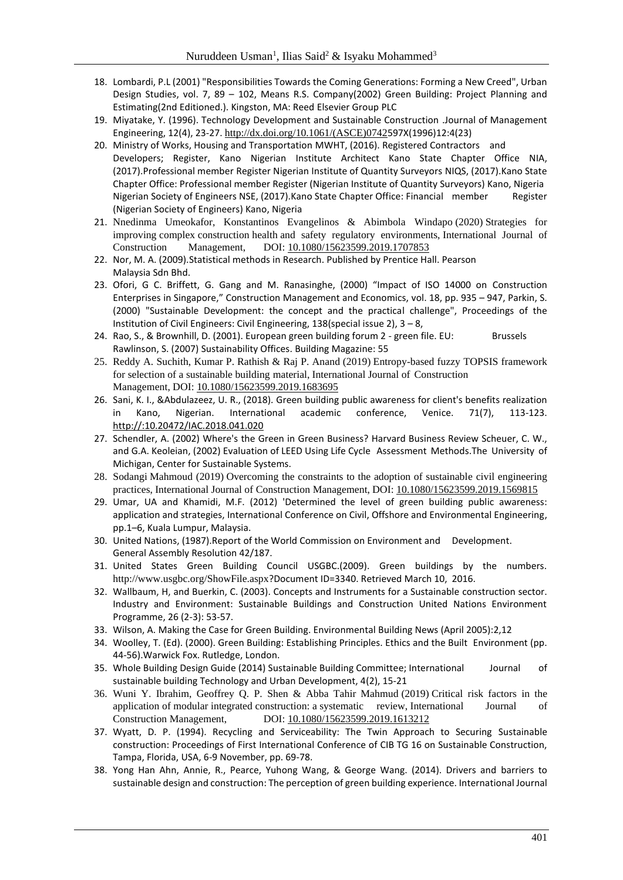18. Lombardi, P.L (2001) "Responsibilities Towards the Coming Generations: Forming a New Creed", Urban Design Studies, vol. 7, 89 – 102, Means R.S. Company(2002) Green Building: Project Planning and Estimating(2nd Editioned.). Kingston, MA: Reed Elsevier Group PLC
19. Miyatake, Y. (1996). Technology Development and Sustainable Construction .Journal of Management Engineering, 12(4), 23-27. http://dx.doi.org/10.1061/(ASCE)0742597X(1996)12:4(23)
20. Ministry of Works, Housing and Transportation MWHT, (2016). Registered Contractors and Developers; Register, Kano Nigerian Institute Architect Kano State Chapter Office NIA, (2017).Professional member Register Nigerian Institute of Quantity Surveyors NIQS, (2017).Kano State Chapter Office: Professional member Register (Nigerian Institute of Quantity Surveyors) Kano, Nigeria Nigerian Society of Engineers NSE, (2017).Kano State Chapter Office: Financial member Register (Nigerian Society of Engineers) Kano, Nigeria
21. Nnedinma Umeokafor, Konstantinos Evangelinos & Abimbola Windapo (2020) Strategies for improving complex construction health and safety regulatory environments, International Journal of Construction Management, DOI: 10.1080/15623599.2019.1707853
22. Nor, M. A. (2009).Statistical methods in Research. Published by Prentice Hall. Pearson Malaysia Sdn Bhd.
23. Ofori, G C. Briffett, G. Gang and M. Ranasinghe, (2000) "Impact of ISO 14000 on Construction Enterprises in Singapore," Construction Management and Economics, vol. 18, pp. 935 – 947, Parkin, S. (2000) "Sustainable Development: the concept and the practical challenge", Proceedings of the Institution of Civil Engineers: Civil Engineering, 138(special issue 2), 3 – 8,
24. Rao, S., & Brownhill, D. (2001). European green building forum 2 - green file. EU: Brussels Rawlinson, S. (2007) Sustainability Offices. Building Magazine: 55
25. Reddy A. Suchith, Kumar P. Rathish & Raj P. Anand (2019) Entropy-based fuzzy TOPSIS framework for selection of a sustainable building material, International Journal of Construction Management, DOI: 10.1080/15623599.2019.1683695
26. Sani, K. I., &Abdulazeez, U. R., (2018). Green building public awareness for client's benefits realization in Kano, Nigerian. International academic conference, Venice. 71(7), 113-123. http://:10.20472/IAC.2018.041.020
27. Schendler, A. (2002) Where's the Green in Green Business? Harvard Business Review Scheuer, C. W., and G.A. Keoleian, (2002) Evaluation of LEED Using Life Cycle Assessment Methods.The University of Michigan, Center for Sustainable Systems.
28. Sodangi Mahmoud (2019) Overcoming the constraints to the adoption of sustainable civil engineering practices, International Journal of Construction Management, DOI: 10.1080/15623599.2019.1569815
29. Umar, UA and Khamidi, M.F. (2012) 'Determined the level of green building public awareness: application and strategies, International Conference on Civil, Offshore and Environmental Engineering, pp.1–6, Kuala Lumpur, Malaysia.
30. United Nations, (1987).Report of the World Commission on Environment and Development. General Assembly Resolution 42/187.
31. United States Green Building Council USGBC.(2009). Green buildings by the numbers. http://www.usgbc.org/ShowFile.aspx?Document ID=3340. Retrieved March 10, 2016.
32. Wallbaum, H, and Buerkin, C. (2003). Concepts and Instruments for a Sustainable construction sector. Industry and Environment: Sustainable Buildings and Construction United Nations Environment Programme, 26 (2-3): 53-57.
33. Wilson, A. Making the Case for Green Building. Environmental Building News (April 2005):2,12
34. Woolley, T. (Ed). (2000). Green Building: Establishing Principles. Ethics and the Built Environment (pp. 44-56).Warwick Fox. Rutledge, London.
35. Whole Building Design Guide (2014) Sustainable Building Committee; International Journal of sustainable building Technology and Urban Development, 4(2), 15-21
36. Wuni Y. Ibrahim, Geoffrey Q. P. Shen & Abba Tahir Mahmud (2019) Critical risk factors in the application of modular integrated construction: a systematic review, International Journal of Construction Management, DOI: 10.1080/15623599.2019.1613212
37. Wyatt, D. P. (1994). Recycling and Serviceability: The Twin Approach to Securing Sustainable construction: Proceedings of First International Conference of CIB TG 16 on Sustainable Construction, Tampa, Florida, USA, 6-9 November, pp. 69-78.
38. Yong Han Ahn, Annie, R., Pearce, Yuhong Wang, & George Wang. (2014). Drivers and barriers to sustainable design and construction: The perception of green building experience. International Journal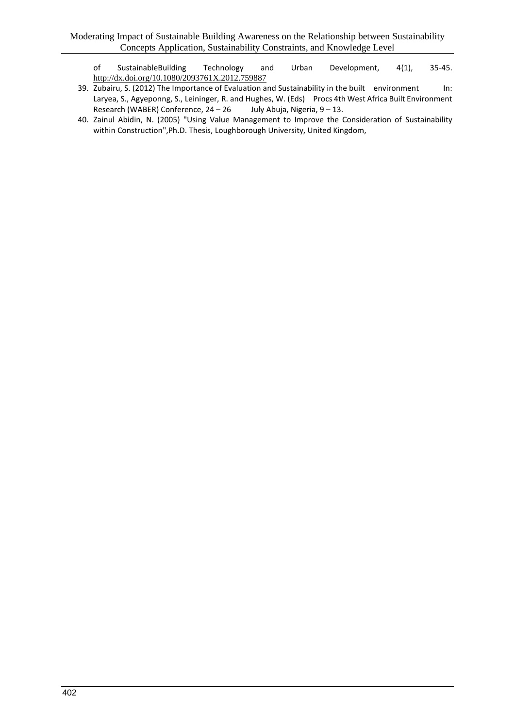of SustainableBuilding Technology and Urban Development, 4(1), 35-45. http://dx.doi.org/10.1080/2093761X.2012.759887

39. Zubairu, S. (2012) The Importance of Evaluation and Sustainability in the built environment In: Laryea, S., Agyeponng, S., Leininger, R. and Hughes, W. (Eds) Procs 4th West Africa Built Environment Research (WABER) Conference, 24 – 26 July Abuja, Nigeria, 9 – 13.
40. Zainul Abidin, N. (2005) "Using Value Management to Improve the Consideration of Sustainability within Construction",Ph.D. Thesis, Loughborough University, United Kingdom,